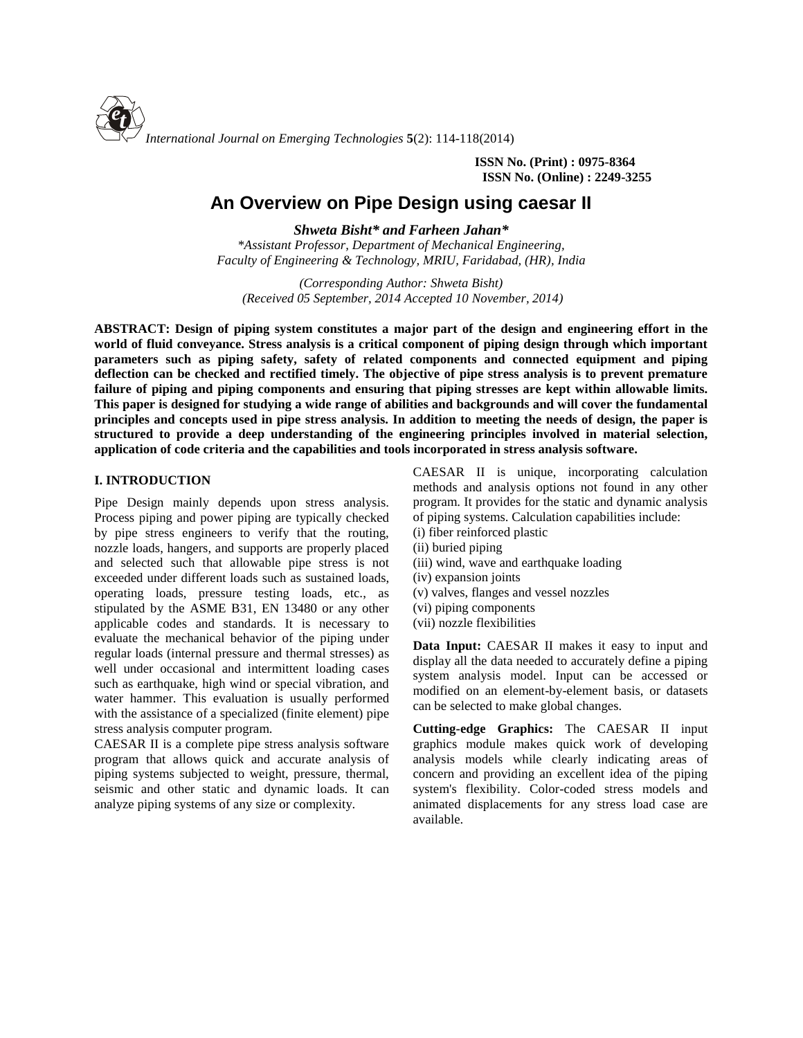ISSN No. (Print) : 0975-8364
ISSN No. (Online) : 2249-3255

# An Overview on Pipe Design using caesar II

***Shweta Bisht\* and Farheen Jahan\****

*\*Assistant Professor, Department of Mechanical Engineering, Faculty of Engineering & Technology, MRIU, Faridabad, (HR), India*

*(Corresponding Author: Shweta Bisht)*
*(Received 05 September, 2014 Accepted 10 November, 2014)*

**ABSTRACT: Design of piping system constitutes a major part of the design and engineering effort in the world of fluid conveyance. Stress analysis is a critical component of piping design through which important parameters such as piping safety, safety of related components and connected equipment and piping deflection can be checked and rectified timely. The objective of pipe stress analysis is to prevent premature failure of piping and piping components and ensuring that piping stresses are kept within allowable limits. This paper is designed for studying a wide range of abilities and backgrounds and will cover the fundamental principles and concepts used in pipe stress analysis. In addition to meeting the needs of design, the paper is structured to provide a deep understanding of the engineering principles involved in material selection, application of code criteria and the capabilities and tools incorporated in stress analysis software.**

## I. INTRODUCTION

Pipe Design mainly depends upon stress analysis. Process piping and power piping are typically checked by pipe stress engineers to verify that the routing, nozzle loads, hangers, and supports are properly placed and selected such that allowable pipe stress is not exceeded under different loads such as sustained loads, operating loads, pressure testing loads, etc., as stipulated by the ASME B31, EN 13480 or any other applicable codes and standards. It is necessary to evaluate the mechanical behavior of the piping under regular loads (internal pressure and thermal stresses) as well under occasional and intermittent loading cases such as earthquake, high wind or special vibration, and water hammer. This evaluation is usually performed with the assistance of a specialized (finite element) pipe stress analysis computer program.

CAESAR II is a complete pipe stress analysis software program that allows quick and accurate analysis of piping systems subjected to weight, pressure, thermal, seismic and other static and dynamic loads. It can analyze piping systems of any size or complexity. CAESAR II is unique, incorporating calculation methods and analysis options not found in any other program. It provides for the static and dynamic analysis of piping systems. Calculation capabilities include:

(i) fiber reinforced plastic
(ii) buried piping
(iii) wind, wave and earthquake loading
(iv) expansion joints
(v) valves, flanges and vessel nozzles
(vi) piping components
(vii) nozzle flexibilities

**Data Input:** CAESAR II makes it easy to input and display all the data needed to accurately define a piping system analysis model. Input can be accessed or modified on an element-by-element basis, or datasets can be selected to make global changes.

**Cutting-edge Graphics:** The CAESAR II input graphics module makes quick work of developing analysis models while clearly indicating areas of concern and providing an excellent idea of the piping system's flexibility. Color-coded stress models and animated displacements for any stress load case are available.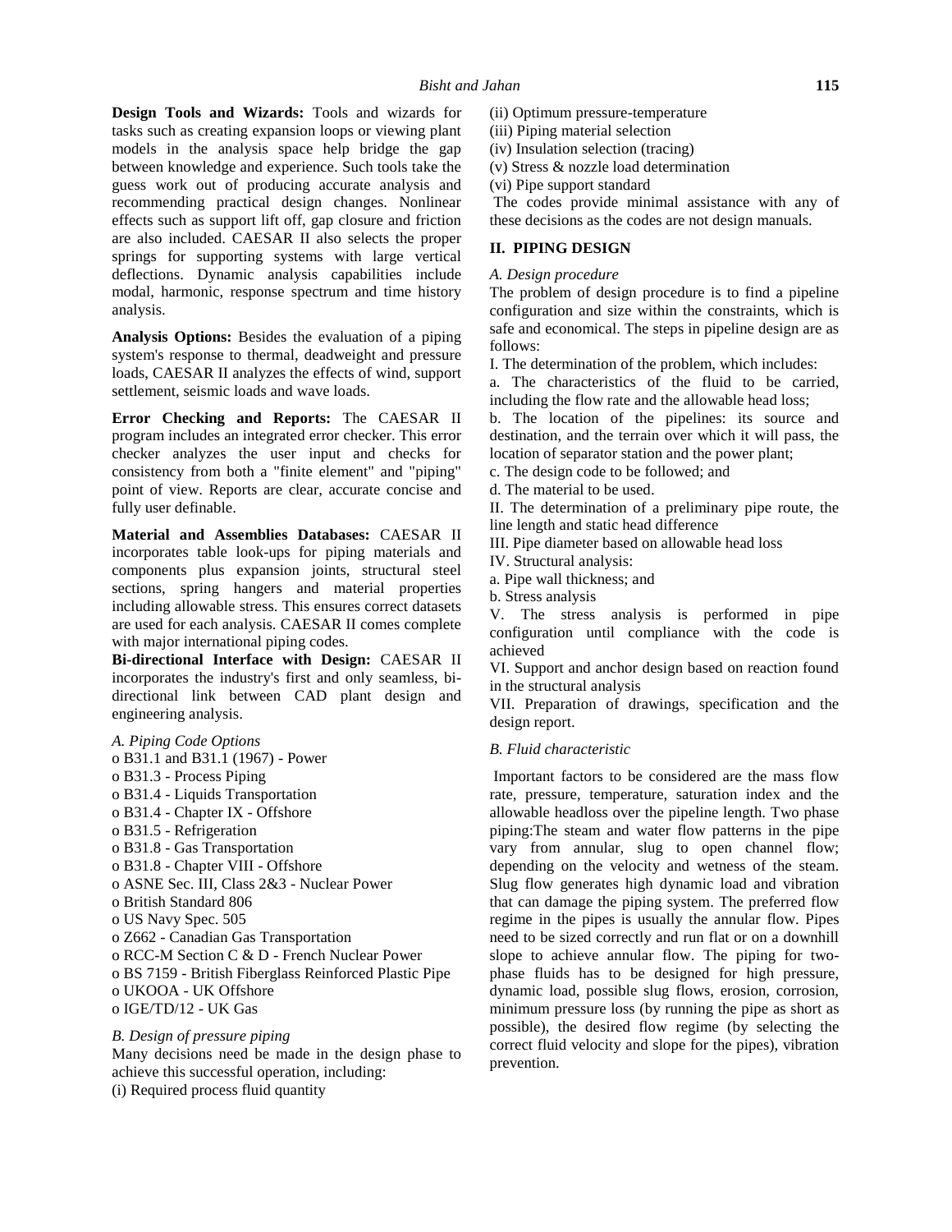**Design Tools and Wizards:** Tools and wizards for tasks such as creating expansion loops or viewing plant models in the analysis space help bridge the gap between knowledge and experience. Such tools take the guess work out of producing accurate analysis and recommending practical design changes. Nonlinear effects such as support lift off, gap closure and friction are also included. CAESAR II also selects the proper springs for supporting systems with large vertical deflections. Dynamic analysis capabilities include modal, harmonic, response spectrum and time history analysis.

**Analysis Options:** Besides the evaluation of a piping system's response to thermal, deadweight and pressure loads, CAESAR II analyzes the effects of wind, support settlement, seismic loads and wave loads.

**Error Checking and Reports:** The CAESAR II program includes an integrated error checker. This error checker analyzes the user input and checks for consistency from both a "finite element" and "piping" point of view. Reports are clear, accurate concise and fully user definable.

**Material and Assemblies Databases:** CAESAR II incorporates table look-ups for piping materials and components plus expansion joints, structural steel sections, spring hangers and material properties including allowable stress. This ensures correct datasets are used for each analysis. CAESAR II comes complete with major international piping codes.

**Bi-directional Interface with Design:** CAESAR II incorporates the industry's first and only seamless, bi-directional link between CAD plant design and engineering analysis.

*A. Piping Code Options*

o B31.1 and B31.1 (1967) - Power
o B31.3 - Process Piping
o B31.4 - Liquids Transportation
o B31.4 - Chapter IX - Offshore
o B31.5 - Refrigeration
o B31.8 - Gas Transportation
o B31.8 - Chapter VIII - Offshore
o ASNE Sec. III, Class 2&3 - Nuclear Power
o British Standard 806
o US Navy Spec. 505
o Z662 - Canadian Gas Transportation
o RCC-M Section C & D - French Nuclear Power
o BS 7159 - British Fiberglass Reinforced Plastic Pipe
o UKOOA - UK Offshore
o IGE/TD/12 - UK Gas

*B. Design of pressure piping*

Many decisions need be made in the design phase to achieve this successful operation, including:

(i) Required process fluid quantity
(ii) Optimum pressure-temperature
(iii) Piping material selection
(iv) Insulation selection (tracing)
(v) Stress & nozzle load determination
(vi) Pipe support standard

The codes provide minimal assistance with any of these decisions as the codes are not design manuals.

## II. PIPING DESIGN

*A. Design procedure*

The problem of design procedure is to find a pipeline configuration and size within the constraints, which is safe and economical. The steps in pipeline design are as follows:

I. The determination of the problem, which includes:

a. The characteristics of the fluid to be carried, including the flow rate and the allowable head loss;

b. The location of the pipelines: its source and destination, and the terrain over which it will pass, the location of separator station and the power plant;

c. The design code to be followed; and

d. The material to be used.

II. The determination of a preliminary pipe route, the line length and static head difference

III. Pipe diameter based on allowable head loss

IV. Structural analysis:

a. Pipe wall thickness; and

b. Stress analysis

V. The stress analysis is performed in pipe configuration until compliance with the code is achieved

VI. Support and anchor design based on reaction found in the structural analysis

VII. Preparation of drawings, specification and the design report.

*B. Fluid characteristic*

Important factors to be considered are the mass flow rate, pressure, temperature, saturation index and the allowable headloss over the pipeline length. Two phase piping:The steam and water flow patterns in the pipe vary from annular, slug to open channel flow; depending on the velocity and wetness of the steam. Slug flow generates high dynamic load and vibration that can damage the piping system. The preferred flow regime in the pipes is usually the annular flow. Pipes need to be sized correctly and run flat or on a downhill slope to achieve annular flow. The piping for two-phase fluids has to be designed for high pressure, dynamic load, possible slug flows, erosion, corrosion, minimum pressure loss (by running the pipe as short as possible), the desired flow regime (by selecting the correct fluid velocity and slope for the pipes), vibration prevention.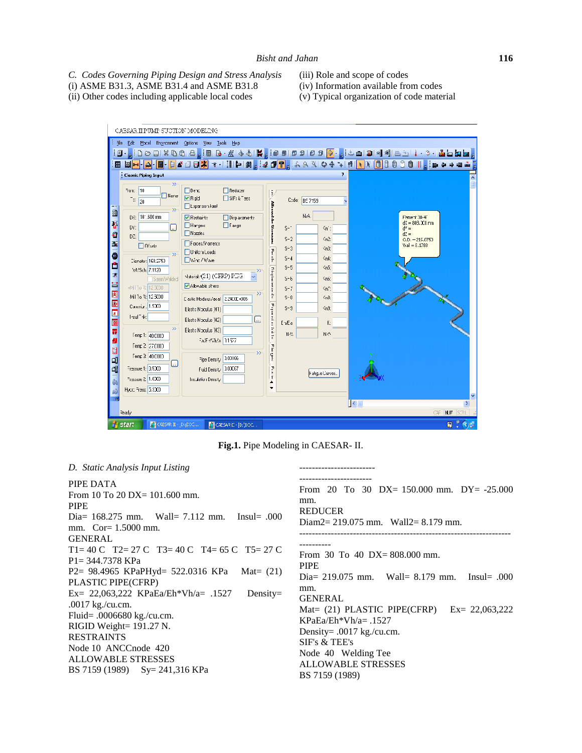*C. Codes Governing Piping Design and Stress Analysis*

(i) ASME B31.3, ASME B31.4 and ASME B31.8
(ii) Other codes including applicable local codes
(iii) Role and scope of codes
(iv) Information available from codes
(v) Typical organization of code material

**Fig.1.** Pipe Modeling in CAESAR- II.

*D. Static Analysis Input Listing*

PIPE DATA
From 10 To 20 DX= 101.600 mm.
PIPE
Dia= 168.275 mm. Wall= 7.112 mm. Insul= .000 mm. Cor= 1.5000 mm.
GENERAL
T1= 40 C T2= 27 C T3= 40 C T4= 65 C T5= 27 C
P1= 344.7378 KPa
P2= 98.4965 KPaPHyd= 522.0316 KPa Mat= (21) PLASTIC PIPE(CFRP)
Ex= 22,063,222 KPaEa/Eh*Vh/a= .1527 Density= .0017 kg./cu.cm.
Fluid= .0006680 kg./cu.cm.
RIGID Weight= 191.27 N.
RESTRAINTS
Node 10 ANCCnode 420
ALLOWABLE STRESSES
BS 7159 (1989) Sy= 241,316 KPa

------------------------
-----------------------
From 20 To 30 DX= 150.000 mm. DY= -25.000 mm.
REDUCER
Diam2= 219.075 mm. Wall2= 8.179 mm.
--------------------------------------------------------------------
----------
From 30 To 40 DX= 808.000 mm.
PIPE
Dia= 219.075 mm. Wall= 8.179 mm. Insul= .000 mm.
GENERAL
Mat= (21) PLASTIC PIPE(CFRP) Ex= 22,063,222 KPaEa/Eh*Vh/a= .1527
Density= .0017 kg./cu.cm.
SIF's & TEE's
Node 40 Welding Tee
ALLOWABLE STRESSES
BS 7159 (1989)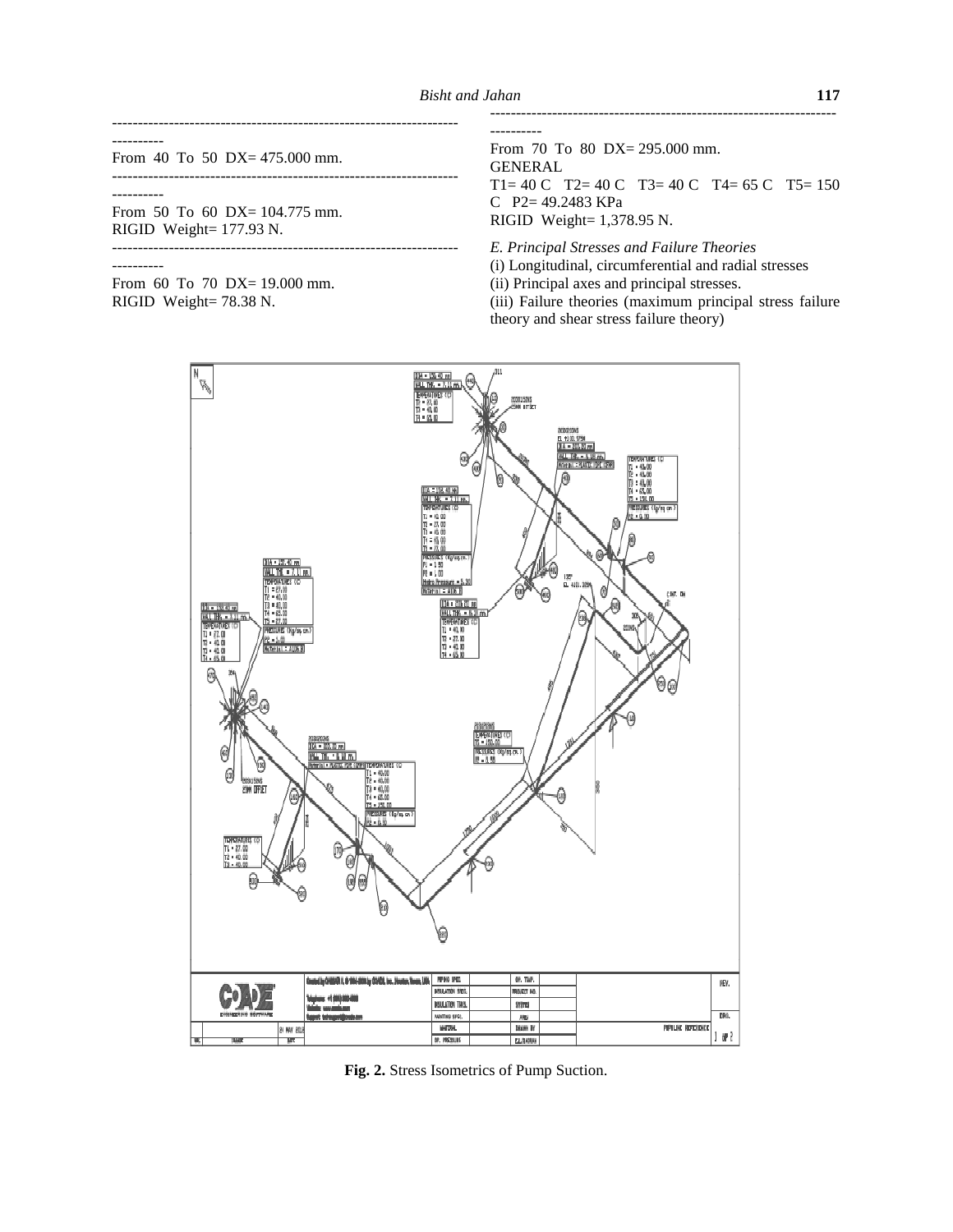---

From 40 To 50 DX= 475.000 mm.

---

From 50 To 60 DX= 104.775 mm.
RIGID Weight= 177.93 N.

---

From 60 To 70 DX= 19.000 mm.
RIGID Weight= 78.38 N.

---

From 70 To 80 DX= 295.000 mm.
GENERAL
T1= 40 C T2= 40 C T3= 40 C T4= 65 C T5= 150 C P2= 49.2483 KPa
RIGID Weight= 1,378.95 N.

*E. Principal Stresses and Failure Theories*

(i) Longitudinal, circumferential and radial stresses

(ii) Principal axes and principal stresses.

(iii) Failure theories (maximum principal stress failure theory and shear stress failure theory)

**Fig. 2.** Stress Isometrics of Pump Suction.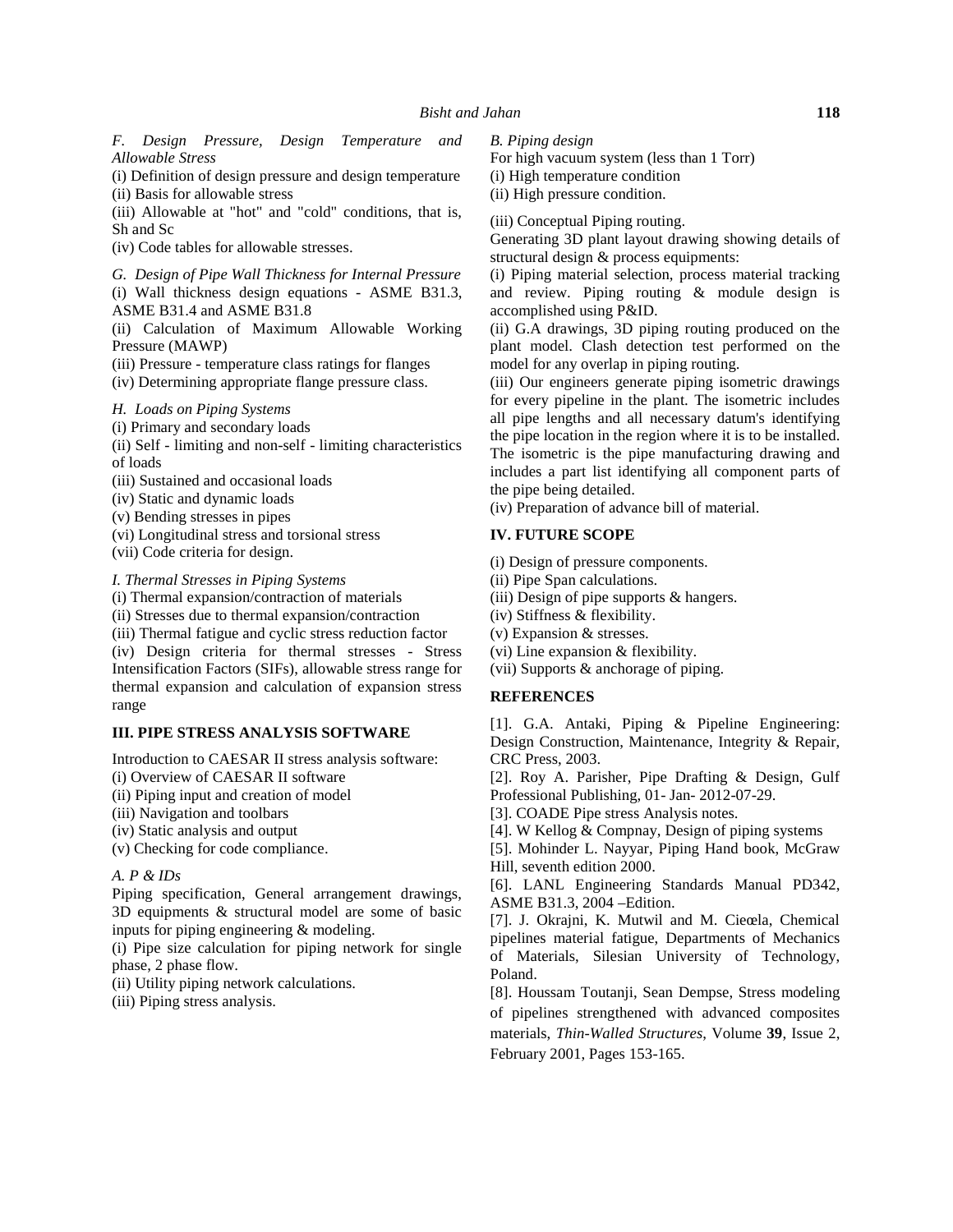*F. Design Pressure, Design Temperature and Allowable Stress*

(i) Definition of design pressure and design temperature

(ii) Basis for allowable stress

(iii) Allowable at "hot" and "cold" conditions, that is, Sh and Sc

(iv) Code tables for allowable stresses.

*G. Design of Pipe Wall Thickness for Internal Pressure*

(i) Wall thickness design equations - ASME B31.3, ASME B31.4 and ASME B31.8

(ii) Calculation of Maximum Allowable Working Pressure (MAWP)

(iii) Pressure - temperature class ratings for flanges

(iv) Determining appropriate flange pressure class.

*H. Loads on Piping Systems*

(i) Primary and secondary loads

(ii) Self - limiting and non-self - limiting characteristics of loads

(iii) Sustained and occasional loads

(iv) Static and dynamic loads

(v) Bending stresses in pipes

(vi) Longitudinal stress and torsional stress

(vii) Code criteria for design.

*I. Thermal Stresses in Piping Systems*

(i) Thermal expansion/contraction of materials

(ii) Stresses due to thermal expansion/contraction

(iii) Thermal fatigue and cyclic stress reduction factor

(iv) Design criteria for thermal stresses - Stress Intensification Factors (SIFs), allowable stress range for thermal expansion and calculation of expansion stress range

## III. PIPE STRESS ANALYSIS SOFTWARE

Introduction to CAESAR II stress analysis software:

(i) Overview of CAESAR II software

(ii) Piping input and creation of model

(iii) Navigation and toolbars

(iv) Static analysis and output

(v) Checking for code compliance.

*A. P & IDs*

Piping specification, General arrangement drawings, 3D equipments & structural model are some of basic inputs for piping engineering & modeling.

(i) Pipe size calculation for piping network for single phase, 2 phase flow.

(ii) Utility piping network calculations.

(iii) Piping stress analysis.

*B. Piping design*

For high vacuum system (less than 1 Torr)

(i) High temperature condition

(ii) High pressure condition.

(iii) Conceptual Piping routing.

Generating 3D plant layout drawing showing details of structural design & process equipments:

(i) Piping material selection, process material tracking and review. Piping routing & module design is accomplished using P&ID.

(ii) G.A drawings, 3D piping routing produced on the plant model. Clash detection test performed on the model for any overlap in piping routing.

(iii) Our engineers generate piping isometric drawings for every pipeline in the plant. The isometric includes all pipe lengths and all necessary datum's identifying the pipe location in the region where it is to be installed. The isometric is the pipe manufacturing drawing and includes a part list identifying all component parts of the pipe being detailed.

(iv) Preparation of advance bill of material.

## IV. FUTURE SCOPE

(i) Design of pressure components.

(ii) Pipe Span calculations.

(iii) Design of pipe supports & hangers.

(iv) Stiffness & flexibility.

(v) Expansion & stresses.

(vi) Line expansion & flexibility.

(vii) Supports & anchorage of piping.

## REFERENCES

[1]. G.A. Antaki, Piping & Pipeline Engineering: Design Construction, Maintenance, Integrity & Repair, CRC Press, 2003.

[2]. Roy A. Parisher, Pipe Drafting & Design, Gulf Professional Publishing, 01- Jan- 2012-07-29.

[3]. COADE Pipe stress Analysis notes.

[4]. W Kellog & Compnay, Design of piping systems

[5]. Mohinder L. Nayyar, Piping Hand book, McGraw Hill, seventh edition 2000.

[6]. LANL Engineering Standards Manual PD342, ASME B31.3, 2004 –Edition.

[7]. J. Okrajni, K. Mutwil and M. Cieœla, Chemical pipelines material fatigue, Departments of Mechanics of Materials, Silesian University of Technology, Poland.

[8]. Houssam Toutanji, Sean Dempse, Stress modeling of pipelines strengthened with advanced composites materials, *Thin-Walled Structures*, Volume **39**, Issue 2, February 2001, Pages 153-165.